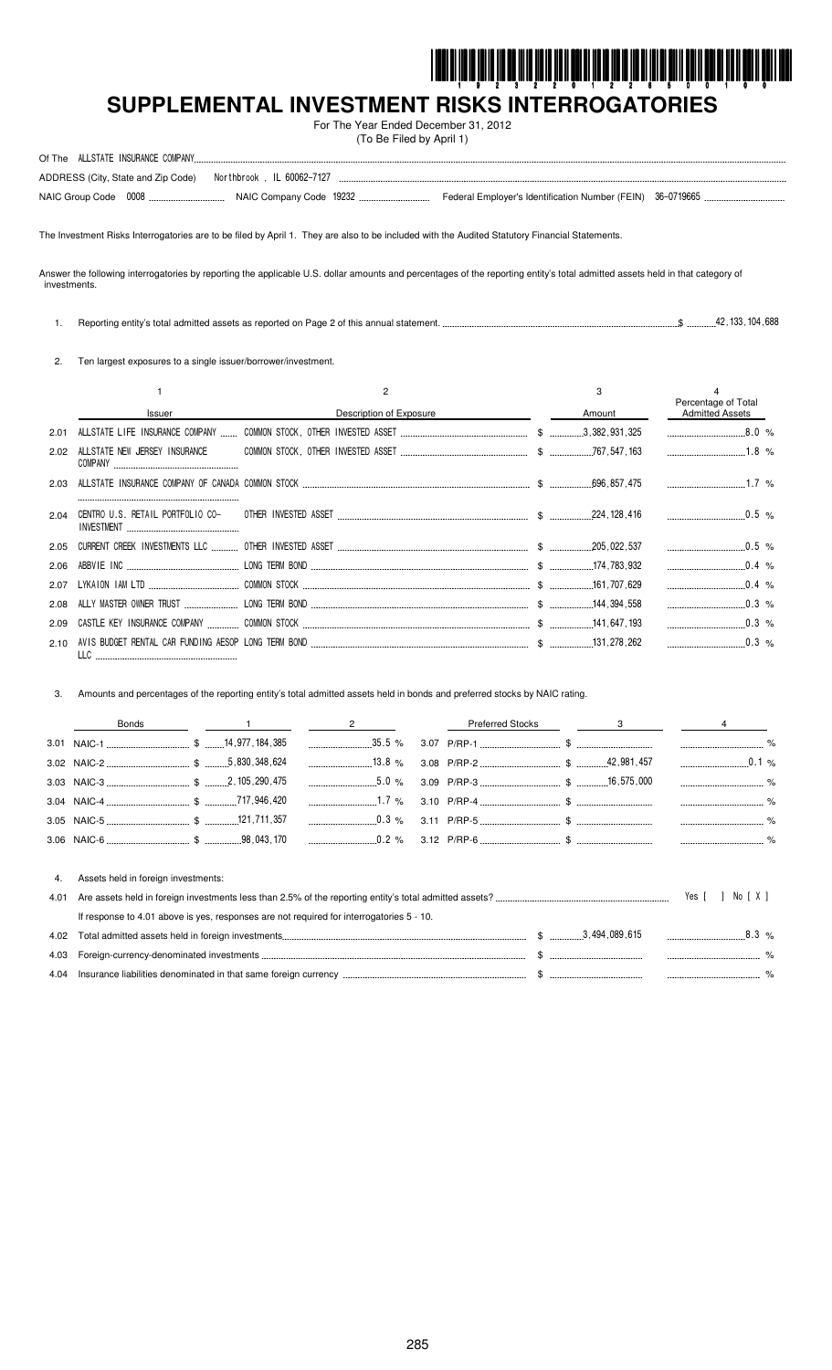# SUPPLEMENTAL INVESTMENT RISKS INTERROGATORIES

For The Year Ended December 31, 2012
(To Be Filed by April 1)

Of The ALLSTATE INSURANCE COMPANY

ADDRESS (City, State and Zip Code) Northbrook , IL 60062-7127

NAIC Group Code 0008 NAIC Company Code 19232 Federal Employer's Identification Number (FEIN) 36-0719665

The Investment Risks Interrogatories are to be filed by April 1. They are also to be included with the Audited Statutory Financial Statements.

Answer the following interrogatories by reporting the applicable U.S. dollar amounts and percentages of the reporting entity's total admitted assets held in that category of investments.

1. Reporting entity's total admitted assets as reported on Page 2 of this annual statement. $ 42,133,104,688

2. Ten largest exposures to a single issuer/borrower/investment.

| | 1 | 2 | 3 | 4 |
|---|---|---|---|---|
| | Issuer | Description of Exposure | Amount | Percentage of Total Admitted Assets |
| 2.01 | ALLSTATE LIFE INSURANCE COMPANY | COMMON STOCK, OTHER INVESTED ASSET | $ 3,382,931,325 | 8.0 % |
| 2.02 | ALLSTATE NEW JERSEY INSURANCE COMPANY | COMMON STOCK, OTHER INVESTED ASSET | $ 767,547,163 | 1.8 % |
| 2.03 | ALLSTATE INSURANCE COMPANY OF CANADA | COMMON STOCK | $ 696,857,475 | 1.7 % |
| 2.04 | CENTRO U.S. RETAIL PORTFOLIO CO-INVESTMENT | OTHER INVESTED ASSET | $ 224,128,416 | 0.5 % |
| 2.05 | CURRENT CREEK INVESTMENTS LLC | OTHER INVESTED ASSET | $ 205,022,537 | 0.5 % |
| 2.06 | ABBVIE INC | LONG TERM BOND | $ 174,783,932 | 0.4 % |
| 2.07 | LYKAION IAM LTD | COMMON STOCK | $ 161,707,629 | 0.4 % |
| 2.08 | ALLY MASTER OWNER TRUST | LONG TERM BOND | $ 144,394,558 | 0.3 % |
| 2.09 | CASTLE KEY INSURANCE COMPANY | COMMON STOCK | $ 141,647,193 | 0.3 % |
| 2.10 | AVIS BUDGET RENTAL CAR FUNDING AESOP LLC | LONG TERM BOND | $ 131,278,262 | 0.3 % |

3. Amounts and percentages of the reporting entity's total admitted assets held in bonds and preferred stocks by NAIC rating.

| Bonds | 1 | 2 | Preferred Stocks | 3 | 4 |
|---|---|---|---|---|---|
| 3.01 NAIC-1 | $ 14,977,184,385 | 35.5 % | 3.07 P/RP-1 | $ | % |
| 3.02 NAIC-2 | $ 5,830,348,624 | 13.8 % | 3.08 P/RP-2 | $ 42,981,457 | 0.1 % |
| 3.03 NAIC-3 | $ 2,105,290,475 | 5.0 % | 3.09 P/RP-3 | $ 16,575,000 | % |
| 3.04 NAIC-4 | $ 717,946,420 | 1.7 % | 3.10 P/RP-4 | $ | % |
| 3.05 NAIC-5 | $ 121,711,357 | 0.3 % | 3.11 P/RP-5 | $ | % |
| 3.06 NAIC-6 | $ 98,043,170 | 0.2 % | 3.12 P/RP-6 | $ | % |

4. Assets held in foreign investments:

4.01 Are assets held in foreign investments less than 2.5% of the reporting entity's total admitted assets? Yes [ ] No [ X ]

If response to 4.01 above is yes, responses are not required for interrogatories 5 - 10.

| | | | |
|---|---|---|---|
| 4.02 | Total admitted assets held in foreign investments | $ 3,494,089,615 | 8.3 % |
| 4.03 | Foreign-currency-denominated investments | $ | % |
| 4.04 | Insurance liabilities denominated in that same foreign currency | $ | % |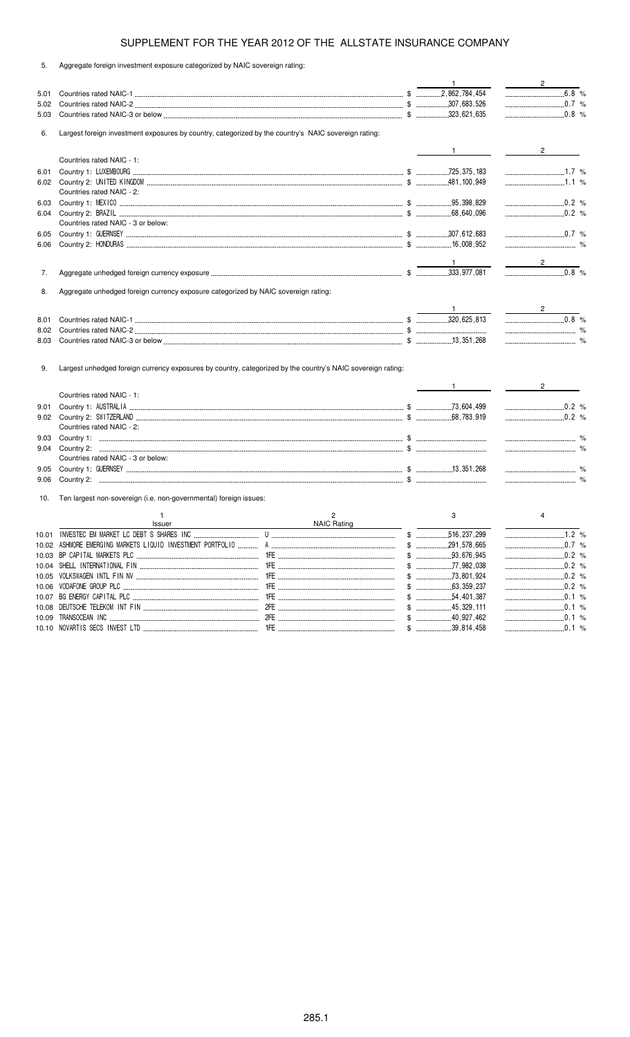# SUPPLEMENT FOR THE YEAR 2012 OF THE ALLSTATE INSURANCE COMPANY

5. Aggregate foreign investment exposure categorized by NAIC sovereign rating:

| | | 1 | 2 |
|---|---|---|---|
| 5.01 | Countries rated NAIC-1 | $ 2,862,784,454 | 6.8 % |
| 5.02 | Countries rated NAIC-2 | $ 307,683,526 | 0.7 % |
| 5.03 | Countries rated NAIC-3 or below | $ 323,621,635 | 0.8 % |

6. Largest foreign investment exposures by country, categorized by the country's NAIC sovereign rating:

| | | 1 | 2 |
|---|---|---|---|
| | Countries rated NAIC - 1: | | |
| 6.01 | Country 1: LUXEMBOURG | $ 725,375,183 | 1.7 % |
| 6.02 | Country 2: UNITED KINGDOM | $ 481,100,949 | 1.1 % |
| | Countries rated NAIC - 2: | | |
| 6.03 | Country 1: MEXICO | $ 95,398,829 | 0.2 % |
| 6.04 | Country 2: BRAZIL | $ 68,640,096 | 0.2 % |
| | Countries rated NAIC - 3 or below: | | |
| 6.05 | Country 1: GUERNSEY | $ 307,612,683 | 0.7 % |
| 6.06 | Country 2: HONDURAS | $ 16,008,952 | % |

| | | 1 | 2 |
|---|---|---|---|
| 7. | Aggregate unhedged foreign currency exposure | $ 333,977,081 | 0.8 % |

8. Aggregate unhedged foreign currency exposure categorized by NAIC sovereign rating:

| | | 1 | 2 |
|---|---|---|---|
| 8.01 | Countries rated NAIC-1 | $ 320,625,813 | 0.8 % |
| 8.02 | Countries rated NAIC-2 | $ | % |
| 8.03 | Countries rated NAIC-3 or below | $ 13,351,268 | % |

9. Largest unhedged foreign currency exposures by country, categorized by the country's NAIC sovereign rating:

| | | 1 | 2 |
|---|---|---|---|
| | Countries rated NAIC - 1: | | |
| 9.01 | Country 1: AUSTRALIA | $ 73,604,499 | 0.2 % |
| 9.02 | Country 2: SWITZERLAND | $ 68,783,919 | 0.2 % |
| | Countries rated NAIC - 2: | | |
| 9.03 | Country 1: | $ | % |
| 9.04 | Country 2: | $ | % |
| | Countries rated NAIC - 3 or below: | | |
| 9.05 | Country 1: GUERNSEY | $ 13,351,268 | % |
| 9.06 | Country 2: | $ | % |

10. Ten largest non-sovereign (i.e. non-governmental) foreign issues:

| | 1<br>Issuer | 2<br>NAIC Rating | 3 | 4 |
|---|---|---|---|---|
| 10.01 | INVESTEC EM MARKET LC DEBT S SHARES INC | U | $ 516,237,299 | 1.2 % |
| 10.02 | ASHMORE EMERGING MARKETS LIQUID INVESTMENT PORTFOLIO | A | $ 291,578,665 | 0.7 % |
| 10.03 | BP CAPITAL MARKETS PLC | 1FE | $ 93,676,945 | 0.2 % |
| 10.04 | SHELL INTERNATIONAL FIN | 1FE | $ 77,982,038 | 0.2 % |
| 10.05 | VOLKSWAGEN INTL FIN NV | 1FE | $ 73,801,924 | 0.2 % |
| 10.06 | VODAFONE GROUP PLC | 1FE | $ 63,359,237 | 0.2 % |
| 10.07 | BG ENERGY CAPITAL PLC | 1FE | $ 54,401,387 | 0.1 % |
| 10.08 | DEUTSCHE TELEKOM INT FIN | 2FE | $ 45,329,111 | 0.1 % |
| 10.09 | TRANSOCEAN INC | 2FE | $ 40,927,462 | 0.1 % |
| 10.10 | NOVARTIS SECS INVEST LTD | 1FE | $ 39,814,458 | 0.1 % |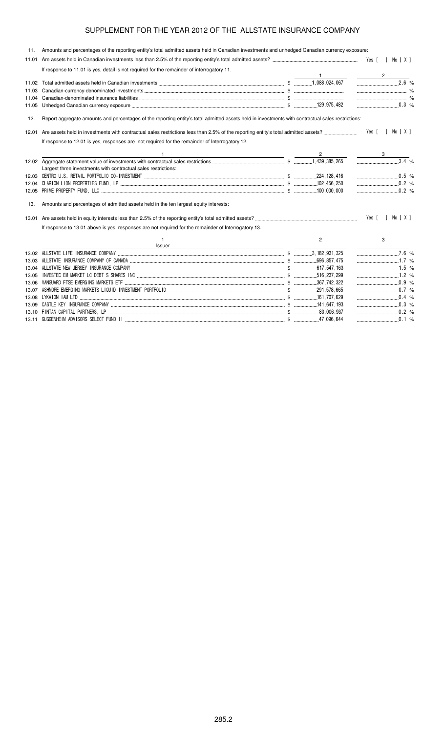# SUPPLEMENT FOR THE YEAR 2012 OF THE ALLSTATE INSURANCE COMPANY

11. Amounts and percentages of the reporting entity's total admitted assets held in Canadian investments and unhedged Canadian currency exposure:

11.01 Are assets held in Canadian investments less than 2.5% of the reporting entity's total admitted assets? Yes [ ] No [ X ]

If response to 11.01 is yes, detail is not required for the remainder of interrogatory 11.

| | | 1 | 2 |
|---|---|---|---|
| 11.02 | Total admitted assets held in Canadian investments | $ 1,088,024,067 | 2.6 % |
| 11.03 | Canadian-currency-denominated investments | $ | % |
| 11.04 | Canadian-denominated insurance liabilities | $ | % |
| 11.05 | Unhedged Canadian currency exposure | $ 129,975,482 | 0.3 % |

12. Report aggregate amounts and percentages of the reporting entity's total admitted assets held in investments with contractual sales restrictions:

12.01 Are assets held in investments with contractual sales restrictions less than 2.5% of the reporting entity's total admitted assets? Yes [ ] No [ X ]

If response to 12.01 is yes, responses are not required for the remainder of Interrogatory 12.

| | 1 | 2 | 3 |
|---|---|---|---|
| 12.02 | Aggregate statement value of investments with contractual sales restrictions | $ 1,439,385,265 | 3.4 % |
| | Largest three investments with contractual sales restrictions: | | |
| 12.03 | CENTRO U.S. RETAIL PORTFOLIO CO-INVESTMENT | $ 224,128,416 | 0.5 % |
| 12.04 | CLARION LION PROPERTIES FUND, LP | $ 102,456,250 | 0.2 % |
| 12.05 | PRIME PROPERTY FUND, LLC | $ 100,000,000 | 0.2 % |

13. Amounts and percentages of admitted assets held in the ten largest equity interests:

13.01 Are assets held in equity interests less than 2.5% of the reporting entity's total admitted assets? Yes [ ] No [ X ]

If response to 13.01 above is yes, responses are not required for the remainder of Interrogatory 13.

| | 1<br>Issuer | 2 | 3 |
|---|---|---|---|
| 13.02 | ALLSTATE LIFE INSURANCE COMPANY | $ 3,182,931,325 | 7.6 % |
| 13.03 | ALLSTATE INSURANCE COMPANY OF CANADA | $ 696,857,475 | 1.7 % |
| 13.04 | ALLSTATE NEW JERSEY INSURANCE COMPANY | $ 617,547,163 | 1.5 % |
| 13.05 | INVESTEC EM MARKET LC DEBT S SHARES INC | $ 516,237,299 | 1.2 % |
| 13.06 | VANGUARD FTSE EMERGING MARKETS ETF | $ 367,742,322 | 0.9 % |
| 13.07 | ASHMORE EMERGING MARKETS LIQUID INVESTMENT PORTFOLIO | $ 291,578,665 | 0.7 % |
| 13.08 | LYKAION IAM LTD | $ 161,707,629 | 0.4 % |
| 13.09 | CASTLE KEY INSURANCE COMPANY | $ 141,647,193 | 0.3 % |
| 13.10 | FINTAN CAPITAL PARTNERS, LP | $ 83,006,937 | 0.2 % |
| 13.11 | GUGGENHEIM ADVISORS SELECT FUND II | $ 47,096,644 | 0.1 % |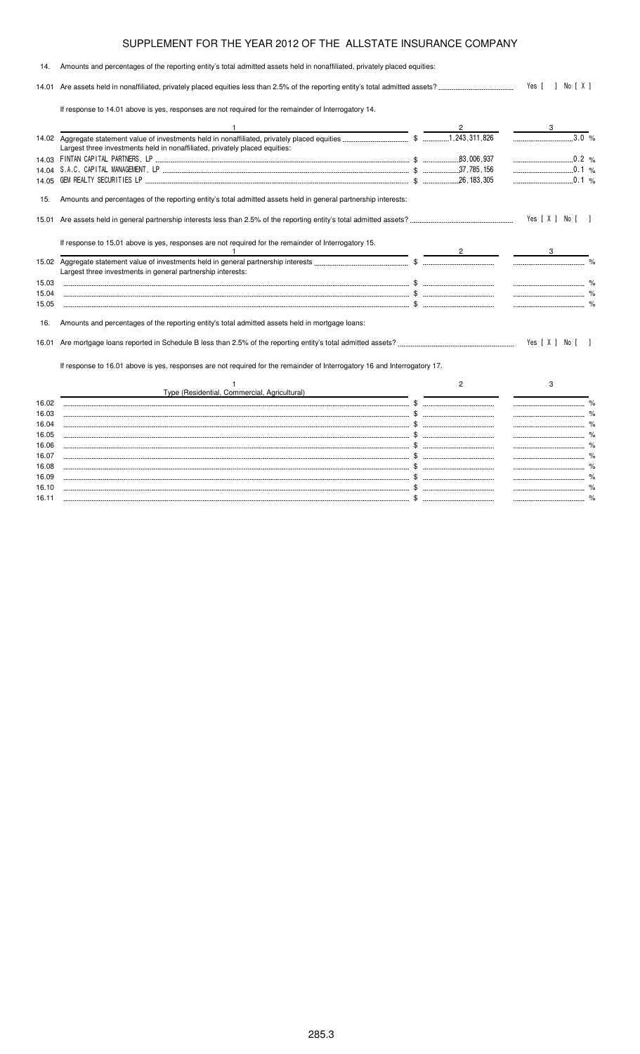SUPPLEMENT FOR THE YEAR 2012 OF THE ALLSTATE INSURANCE COMPANY

14. Amounts and percentages of the reporting entity's total admitted assets held in nonaffiliated, privately placed equities:

14.01 Are assets held in nonaffiliated, privately placed equities less than 2.5% of the reporting entity's total admitted assets? Yes [ ] No [ X ]

If response to 14.01 above is yes, responses are not required for the remainder of Interrogatory 14.

| | 1 | 2 | 3 |
|---|---|---|---|
| 14.02 | Aggregate statement value of investments held in nonaffiliated, privately placed equities | $ 1,243,311,826 | 3.0 % |
| | Largest three investments held in nonaffiliated, privately placed equities: | | |
| 14.03 | FINTAN CAPITAL PARTNERS, LP | $ 83,006,937 | 0.2 % |
| 14.04 | S.A.C. CAPITAL MANAGEMENT, LP | $ 37,785,156 | 0.1 % |
| 14.05 | GEM REALTY SECURITIES LP | $ 26,183,305 | 0.1 % |

15. Amounts and percentages of the reporting entity's total admitted assets held in general partnership interests:

15.01 Are assets held in general partnership interests less than 2.5% of the reporting entity's total admitted assets? Yes [ X ] No [ ]

If response to 15.01 above is yes, responses are not required for the remainder of Interrogatory 15.

| | 1 | 2 | 3 |
|---|---|---|---|
| 15.02 | Aggregate statement value of investments held in general partnership interests | $ | % |
| | Largest three investments in general partnership interests: | | |
| 15.03 | | $ | % |
| 15.04 | | $ | % |
| 15.05 | | $ | % |

16. Amounts and percentages of the reporting entity's total admitted assets held in mortgage loans:

16.01 Are mortgage loans reported in Schedule B less than 2.5% of the reporting entity's total admitted assets? Yes [ X ] No [ ]

If response to 16.01 above is yes, responses are not required for the remainder of Interrogatory 16 and Interrogatory 17.

| | 1<br>Type (Residential, Commercial, Agricultural) | 2 | 3 |
|---|---|---|---|
| 16.02 | | $ | % |
| 16.03 | | $ | % |
| 16.04 | | $ | % |
| 16.05 | | $ | % |
| 16.06 | | $ | % |
| 16.07 | | $ | % |
| 16.08 | | $ | % |
| 16.09 | | $ | % |
| 16.10 | | $ | % |
| 16.11 | | $ | % |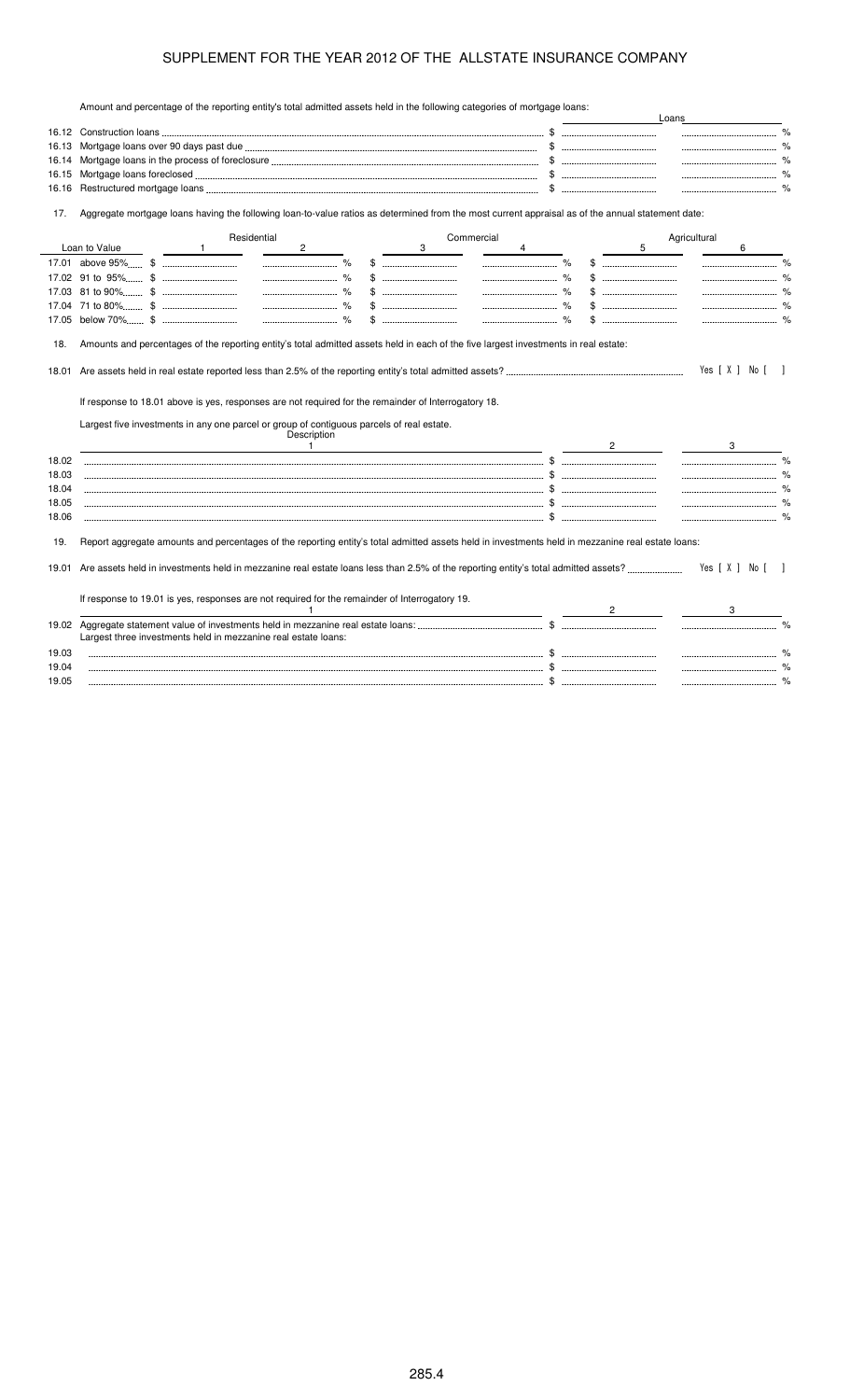# SUPPLEMENT FOR THE YEAR 2012 OF THE ALLSTATE INSURANCE COMPANY

Amount and percentage of the reporting entity's total admitted assets held in the following categories of mortgage loans:

| | Loans | |
|---|---|---|
| 16.12 Construction loans | $ | % |
| 16.13 Mortgage loans over 90 days past due | $ | % |
| 16.14 Mortgage loans in the process of foreclosure | $ | % |
| 16.15 Mortgage loans foreclosed | $ | % |
| 16.16 Restructured mortgage loans | $ | % |

17. Aggregate mortgage loans having the following loan-to-value ratios as determined from the most current appraisal as of the annual statement date:

| Loan to Value | Residential | | Commercial | | Agricultural | |
|---|---|---|---|---|---|---|
| | 1 | 2 | 3 | 4 | 5 | 6 |
| 17.01 above 95% | $ | % | $ | % | $ | % |
| 17.02 91 to 95% | $ | % | $ | % | $ | % |
| 17.03 81 to 90% | $ | % | $ | % | $ | % |
| 17.04 71 to 80% | $ | % | $ | % | $ | % |
| 17.05 below 70% | $ | % | $ | % | $ | % |

18. Amounts and percentages of the reporting entity's total admitted assets held in each of the five largest investments in real estate:

18.01 Are assets held in real estate reported less than 2.5% of the reporting entity's total admitted assets? Yes [ X ] No [ ]

If response to 18.01 above is yes, responses are not required for the remainder of Interrogatory 18.

Largest five investments in any one parcel or group of contiguous parcels of real estate.

| | Description 1 | 2 | 3 |
|---|---|---|---|
| 18.02 | | $ | % |
| 18.03 | | $ | % |
| 18.04 | | $ | % |
| 18.05 | | $ | % |
| 18.06 | | $ | % |

19. Report aggregate amounts and percentages of the reporting entity's total admitted assets held in investments held in mezzanine real estate loans:

19.01 Are assets held in investments held in mezzanine real estate loans less than 2.5% of the reporting entity's total admitted assets? Yes [ X ] No [ ]

If response to 19.01 is yes, responses are not required for the remainder of Interrogatory 19.

| | 1 | 2 | 3 |
|---|---|---|---|
| 19.02 | Aggregate statement value of investments held in mezzanine real estate loans: | $ | % |
| | Largest three investments held in mezzanine real estate loans: | | |
| 19.03 | | $ | % |
| 19.04 | | $ | % |
| 19.05 | | $ | % |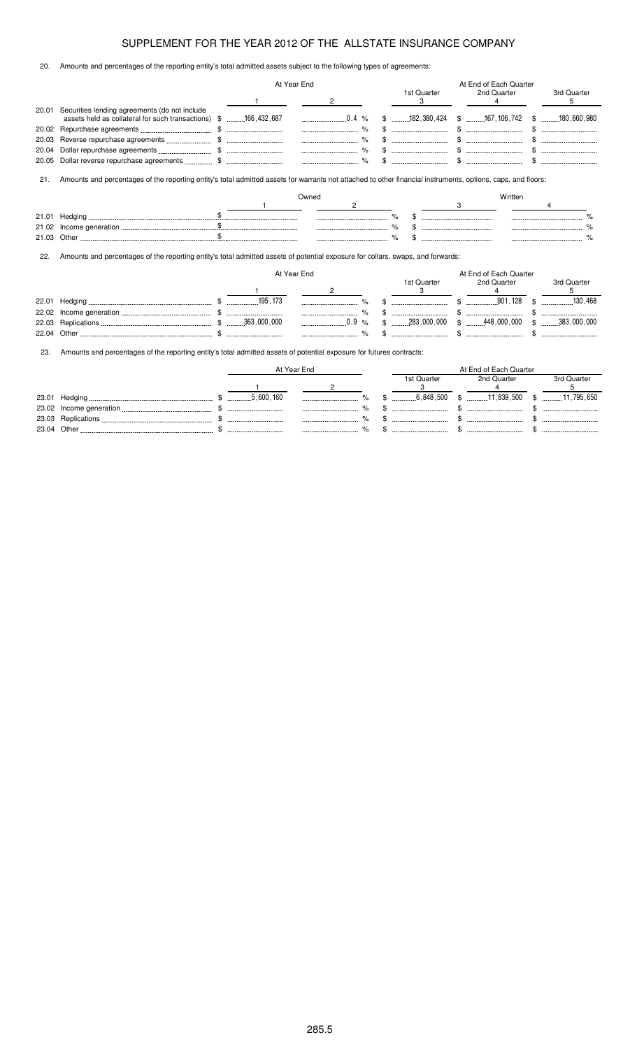# SUPPLEMENT FOR THE YEAR 2012 OF THE ALLSTATE INSURANCE COMPANY

20. Amounts and percentages of the reporting entity's total admitted assets subject to the following types of agreements:

| | | At Year End | | At End of Each Quarter | | |
|---|---|---|---|---|---|---|
| | | | | 1st Quarter | 2nd Quarter | 3rd Quarter |
| | | 1 | 2 | 3 | 4 | 5 |
| 20.01 | Securities lending agreements (do not include assets held as collateral for such transactions) | $ 166,432,687 | 0.4 % | $ 182,380,424 | $ 167,106,742 | $ 180,660,980 |
| 20.02 | Repurchase agreements | $ | % | $ | $ | $ |
| 20.03 | Reverse repurchase agreements | $ | % | $ | $ | $ |
| 20.04 | Dollar repurchase agreements | $ | % | $ | $ | $ |
| 20.05 | Dollar reverse repurchase agreements | $ | % | $ | $ | $ |

21. Amounts and percentages of the reporting entity's total admitted assets for warrants not attached to other financial instruments, options, caps, and floors:

| | | Owned | | Written | |
|---|---|---|---|---|---|
| | | 1 | 2 | 3 | 4 |
| 21.01 | Hedging | $ | % | $ | % |
| 21.02 | Income generation | $ | % | $ | % |
| 21.03 | Other | $ | % | $ | % |

22. Amounts and percentages of the reporting entity's total admitted assets of potential exposure for collars, swaps, and forwards:

| | | At Year End | | At End of Each Quarter | | |
|---|---|---|---|---|---|---|
| | | | | 1st Quarter | 2nd Quarter | 3rd Quarter |
| | | 1 | 2 | 3 | 4 | 5 |
| 22.01 | Hedging | $ 195,173 | % | $ | $ 901,128 | $ 130,468 |
| 22.02 | Income generation | $ | % | $ | $ | $ |
| 22.03 | Replications | $ 363,000,000 | 0.9 % | $ 283,000,000 | $ 448,000,000 | $ 383,000,000 |
| 22.04 | Other | $ | % | $ | $ | $ |

23. Amounts and percentages of the reporting entity's total admitted assets of potential exposure for futures contracts:

| | | At Year End | | At End of Each Quarter | | |
|---|---|---|---|---|---|---|
| | | | | 1st Quarter | 2nd Quarter | 3rd Quarter |
| | | 1 | 2 | 3 | 4 | 5 |
| 23.01 | Hedging | $ 5,600,160 | % | $ 6,848,500 | $ 11,839,500 | $ 11,795,650 |
| 23.02 | Income generation | $ | % | $ | $ | $ |
| 23.03 | Replications | $ | % | $ | $ | $ |
| 23.04 | Other | $ | % | $ | $ | $ |